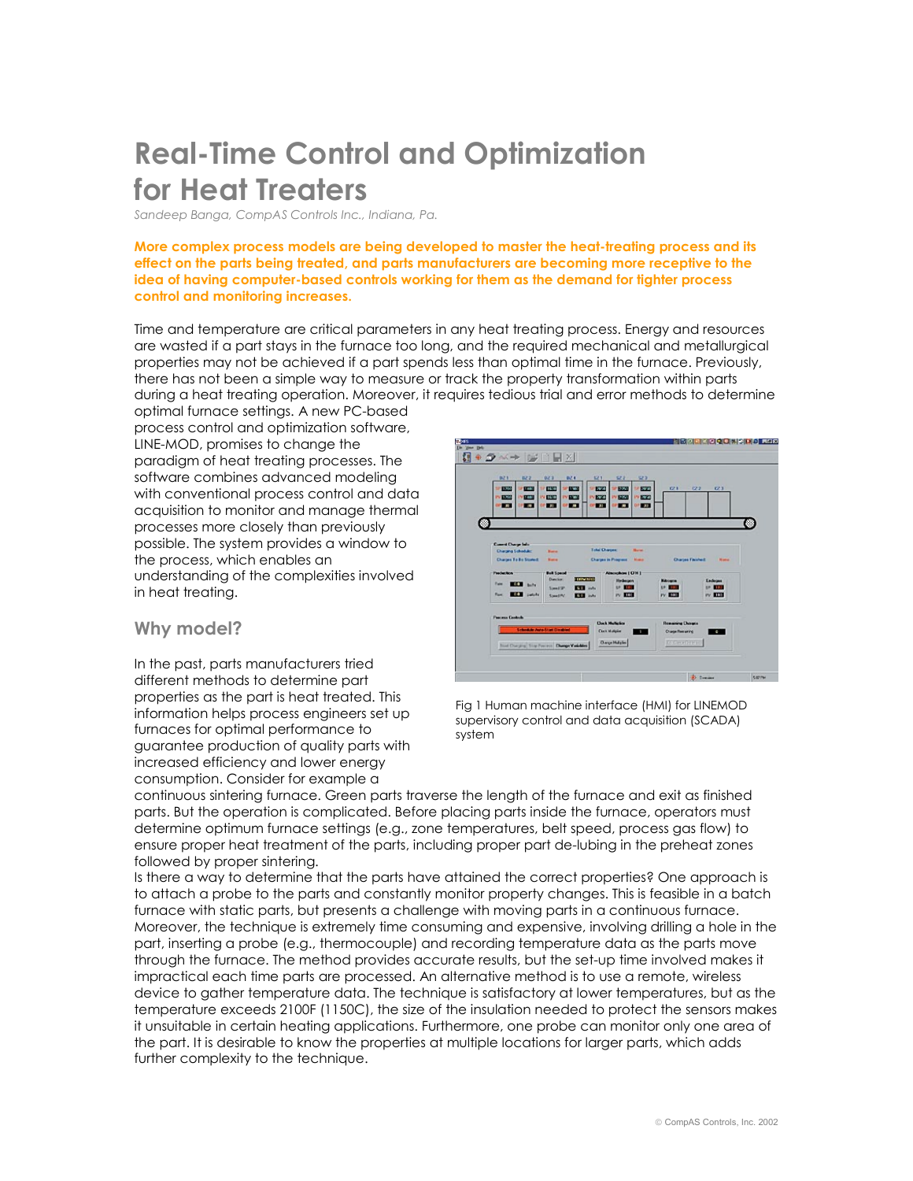# Real-Time Control and Optimization for Heat Treaters

*Sandeep Banga, CompAS Controls Inc., Indiana, Pa.*

**More complex process models are being developed to master the heat-treating process and its effect on the parts being treated, and parts manufacturers are becoming more receptive to the idea of having computer-based controls working for them as the demand for tighter process control and monitoring increases.**

Time and temperature are critical parameters in any heat treating process. Energy and resources are wasted if a part stays in the furnace too long, and the required mechanical and metallurgical properties may not be achieved if a part spends less than optimal time in the furnace. Previously, there has not been a simple way to measure or track the property transformation within parts during a heat treating operation. Moreover, it requires tedious trial and error methods to determine optimal furnace settings. A new PC-based process control and optimization software, LINE-MOD, promises to change the paradigm of heat treating processes. The software combines advanced modeling with conventional process control and data acquisition to monitor and manage thermal processes more closely than previously possible. The system provides a window to the process, which enables an understanding of the complexities involved in heat treating.

Fig 1 Human machine interface (HMI) for LINEMOD supervisory control and data acquisition (SCADA) system

## Why model?

In the past, parts manufacturers tried different methods to determine part properties as the part is heat treated. This information helps process engineers set up furnaces for optimal performance to guarantee production of quality parts with increased efficiency and lower energy consumption. Consider for example a continuous sintering furnace. Green parts traverse the length of the furnace and exit as finished parts. But the operation is complicated. Before placing parts inside the furnace, operators must determine optimum furnace settings (e.g., zone temperatures, belt speed, process gas flow) to ensure proper heat treatment of the parts, including proper part de-lubing in the preheat zones followed by proper sintering.

Is there a way to determine that the parts have attained the correct properties? One approach is to attach a probe to the parts and constantly monitor property changes. This is feasible in a batch furnace with static parts, but presents a challenge with moving parts in a continuous furnace. Moreover, the technique is extremely time consuming and expensive, involving drilling a hole in the part, inserting a probe (e.g., thermocouple) and recording temperature data as the parts move through the furnace. The method provides accurate results, but the set-up time involved makes it impractical each time parts are processed. An alternative method is to use a remote, wireless device to gather temperature data. The technique is satisfactory at lower temperatures, but as the temperature exceeds 2100F (1150C), the size of the insulation needed to protect the sensors makes it unsuitable in certain heating applications. Furthermore, one probe can monitor only one area of the part. It is desirable to know the properties at multiple locations for larger parts, which adds further complexity to the technique.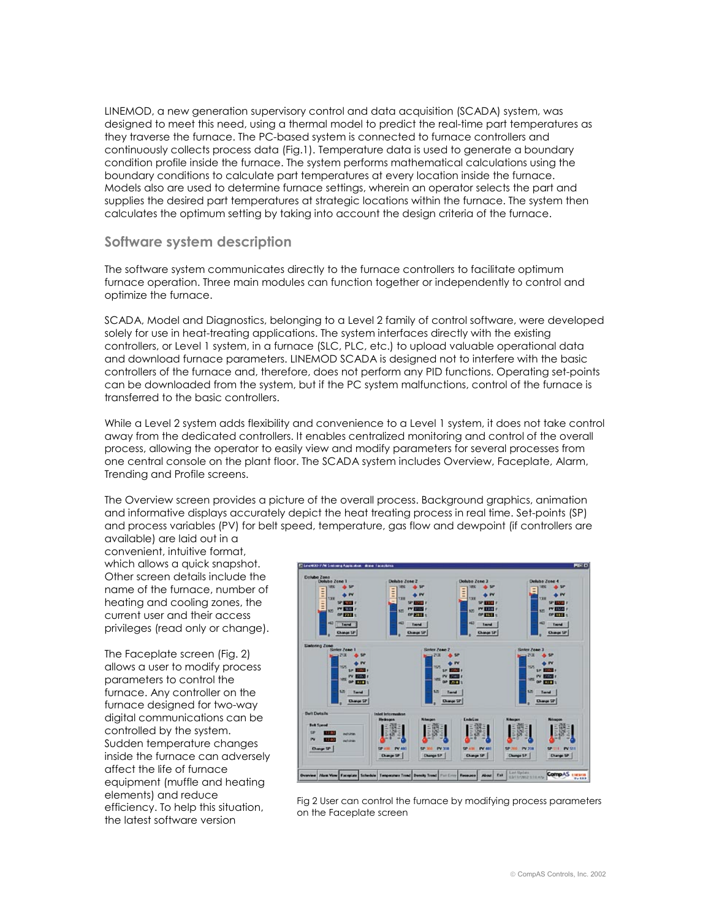LINEMOD, a new generation supervisory control and data acquisition (SCADA) system, was designed to meet this need, using a thermal model to predict the real-time part temperatures as they traverse the furnace. The PC-based system is connected to furnace controllers and continuously collects process data (Fig.1). Temperature data is used to generate a boundary condition profile inside the furnace. The system performs mathematical calculations using the boundary conditions to calculate part temperatures at every location inside the furnace. Models also are used to determine furnace settings, wherein an operator selects the part and supplies the desired part temperatures at strategic locations within the furnace. The system then calculates the optimum setting by taking into account the design criteria of the furnace.

## Software system description

The software system communicates directly to the furnace controllers to facilitate optimum furnace operation. Three main modules can function together or independently to control and optimize the furnace.

SCADA, Model and Diagnostics, belonging to a Level 2 family of control software, were developed solely for use in heat-treating applications. The system interfaces directly with the existing controllers, or Level 1 system, in a furnace (SLC, PLC, etc.) to upload valuable operational data and download furnace parameters. LINEMOD SCADA is designed not to interfere with the basic controllers of the furnace and, therefore, does not perform any PID functions. Operating set-points can be downloaded from the system, but if the PC system malfunctions, control of the furnace is transferred to the basic controllers.

While a Level 2 system adds flexibility and convenience to a Level 1 system, it does not take control away from the dedicated controllers. It enables centralized monitoring and control of the overall process, allowing the operator to easily view and modify parameters for several processes from one central console on the plant floor. The SCADA system includes Overview, Faceplate, Alarm, Trending and Profile screens.

The Overview screen provides a picture of the overall process. Background graphics, animation and informative displays accurately depict the heat treating process in real time. Set-points (SP) and process variables (PV) for belt speed, temperature, gas flow and dewpoint (if controllers are available) are laid out in a convenient, intuitive format, which allows a quick snapshot. Other screen details include the name of the furnace, number of heating and cooling zones, the current user and their access privileges (read only or change).

The Faceplate screen (Fig. 2) allows a user to modify process parameters to control the furnace. Any controller on the furnace designed for two-way digital communications can be controlled by the system. Sudden temperature changes inside the furnace can adversely affect the life of furnace equipment (muffle and heating elements) and reduce efficiency. To help this situation, the latest software version

Fig 2 User can control the furnace by modifying process parameters on the Faceplate screen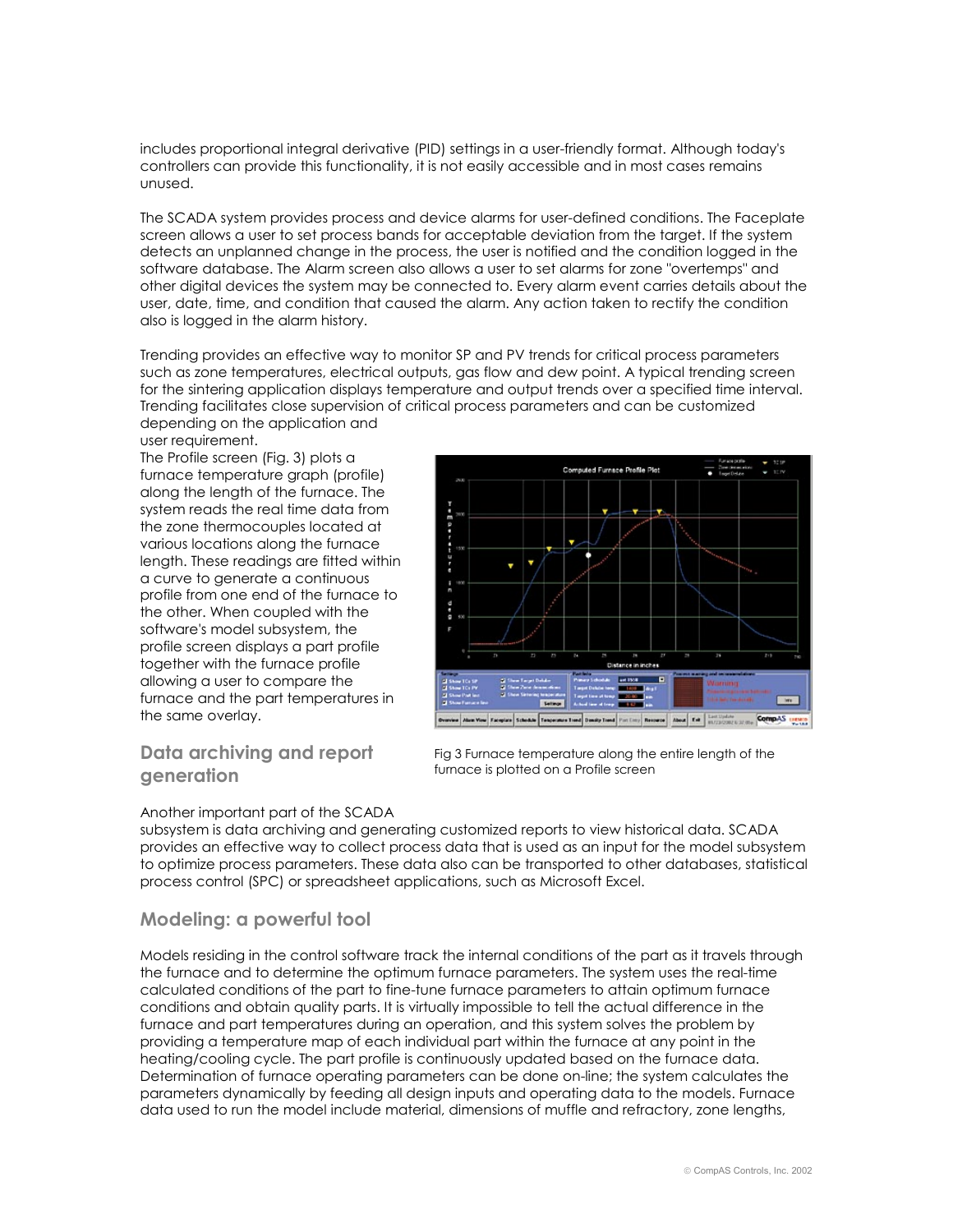includes proportional integral derivative (PID) settings in a user-friendly format. Although today's controllers can provide this functionality, it is not easily accessible and in most cases remains unused.

The SCADA system provides process and device alarms for user-defined conditions. The Faceplate screen allows a user to set process bands for acceptable deviation from the target. If the system detects an unplanned change in the process, the user is notified and the condition logged in the software database. The Alarm screen also allows a user to set alarms for zone "overtemps" and other digital devices the system may be connected to. Every alarm event carries details about the user, date, time, and condition that caused the alarm. Any action taken to rectify the condition also is logged in the alarm history.

Trending provides an effective way to monitor SP and PV trends for critical process parameters such as zone temperatures, electrical outputs, gas flow and dew point. A typical trending screen for the sintering application displays temperature and output trends over a specified time interval. Trending facilitates close supervision of critical process parameters and can be customized depending on the application and user requirement.

The Profile screen (Fig. 3) plots a furnace temperature graph (profile) along the length of the furnace. The system reads the real time data from the zone thermocouples located at various locations along the furnace length. These readings are fitted within a curve to generate a continuous profile from one end of the furnace to the other. When coupled with the software's model subsystem, the profile screen displays a part profile together with the furnace profile allowing a user to compare the furnace and the part temperatures in the same overlay.

Fig 3 Furnace temperature along the entire length of the furnace is plotted on a Profile screen

## Data archiving and report generation

Another important part of the SCADA subsystem is data archiving and generating customized reports to view historical data. SCADA provides an effective way to collect process data that is used as an input for the model subsystem to optimize process parameters. These data also can be transported to other databases, statistical process control (SPC) or spreadsheet applications, such as Microsoft Excel.

## Modeling: a powerful tool

Models residing in the control software track the internal conditions of the part as it travels through the furnace and to determine the optimum furnace parameters. The system uses the real-time calculated conditions of the part to fine-tune furnace parameters to attain optimum furnace conditions and obtain quality parts. It is virtually impossible to tell the actual difference in the furnace and part temperatures during an operation, and this system solves the problem by providing a temperature map of each individual part within the furnace at any point in the heating/cooling cycle. The part profile is continuously updated based on the furnace data. Determination of furnace operating parameters can be done on-line; the system calculates the parameters dynamically by feeding all design inputs and operating data to the models. Furnace data used to run the model include material, dimensions of muffle and refractory, zone lengths,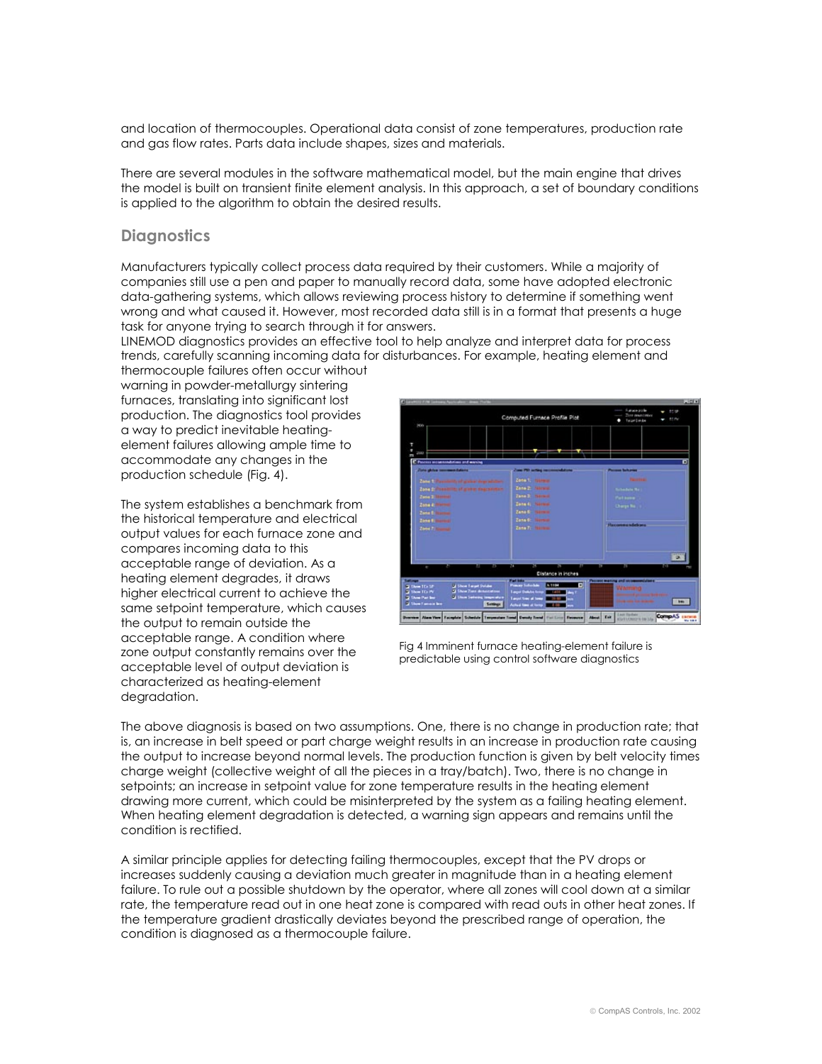and location of thermocouples. Operational data consist of zone temperatures, production rate and gas flow rates. Parts data include shapes, sizes and materials.

There are several modules in the software mathematical model, but the main engine that drives the model is built on transient finite element analysis. In this approach, a set of boundary conditions is applied to the algorithm to obtain the desired results.

## Diagnostics

Manufacturers typically collect process data required by their customers. While a majority of companies still use a pen and paper to manually record data, some have adopted electronic data-gathering systems, which allows reviewing process history to determine if something went wrong and what caused it. However, most recorded data still is in a format that presents a huge task for anyone trying to search through it for answers.

LINEMOD diagnostics provides an effective tool to help analyze and interpret data for process trends, carefully scanning incoming data for disturbances. For example, heating element and thermocouple failures often occur without warning in powder-metallurgy sintering furnaces, translating into significant lost production. The diagnostics tool provides a way to predict inevitable heating-element failures allowing ample time to accommodate any changes in the production schedule (Fig. 4).

The system establishes a benchmark from the historical temperature and electrical output values for each furnace zone and compares incoming data to this acceptable range of deviation. As a heating element degrades, it draws higher electrical current to achieve the same setpoint temperature, which causes the output to remain outside the acceptable range. A condition where zone output constantly remains over the acceptable level of output deviation is characterized as heating-element degradation.

Fig 4 Imminent furnace heating-element failure is predictable using control software diagnostics

The above diagnosis is based on two assumptions. One, there is no change in production rate; that is, an increase in belt speed or part charge weight results in an increase in production rate causing the output to increase beyond normal levels. The production function is given by belt velocity times charge weight (collective weight of all the pieces in a tray/batch). Two, there is no change in setpoints; an increase in setpoint value for zone temperature results in the heating element drawing more current, which could be misinterpreted by the system as a failing heating element. When heating element degradation is detected, a warning sign appears and remains until the condition is rectified.

A similar principle applies for detecting failing thermocouples, except that the PV drops or increases suddenly causing a deviation much greater in magnitude than in a heating element failure. To rule out a possible shutdown by the operator, where all zones will cool down at a similar rate, the temperature read out in one heat zone is compared with read outs in other heat zones. If the temperature gradient drastically deviates beyond the prescribed range of operation, the condition is diagnosed as a thermocouple failure.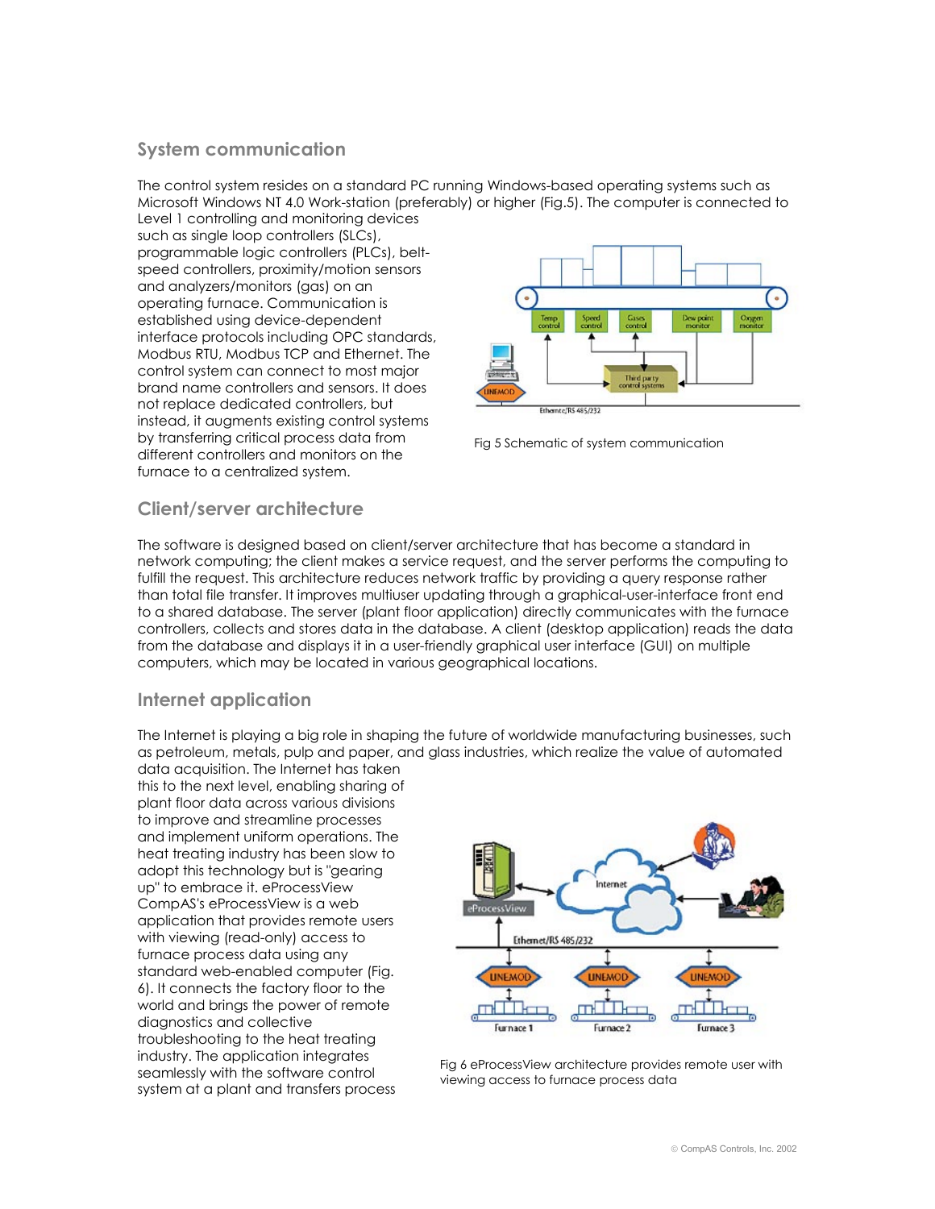## System communication

The control system resides on a standard PC running Windows-based operating systems such as Microsoft Windows NT 4.0 Work-station (preferably) or higher (Fig.5). The computer is connected to Level 1 controlling and monitoring devices such as single loop controllers (SLCs), programmable logic controllers (PLCs), belt-speed controllers, proximity/motion sensors and analyzers/monitors (gas) on an operating furnace. Communication is established using device-dependent interface protocols including OPC standards, Modbus RTU, Modbus TCP and Ethernet. The control system can connect to most major brand name controllers and sensors. It does not replace dedicated controllers, but instead, it augments existing control systems by transferring critical process data from different controllers and monitors on the furnace to a centralized system.

Fig 5 Schematic of system communication

## Client/server architecture

The software is designed based on client/server architecture that has become a standard in network computing; the client makes a service request, and the server performs the computing to fulfill the request. This architecture reduces network traffic by providing a query response rather than total file transfer. It improves multiuser updating through a graphical-user-interface front end to a shared database. The server (plant floor application) directly communicates with the furnace controllers, collects and stores data in the database. A client (desktop application) reads the data from the database and displays it in a user-friendly graphical user interface (GUI) on multiple computers, which may be located in various geographical locations.

## Internet application

The Internet is playing a big role in shaping the future of worldwide manufacturing businesses, such as petroleum, metals, pulp and paper, and glass industries, which realize the value of automated data acquisition. The Internet has taken this to the next level, enabling sharing of plant floor data across various divisions to improve and streamline processes and implement uniform operations. The heat treating industry has been slow to adopt this technology but is "gearing up" to embrace it. eProcessView CompAS's eProcessView is a web application that provides remote users with viewing (read-only) access to furnace process data using any standard web-enabled computer (Fig. 6). It connects the factory floor to the world and brings the power of remote diagnostics and collective troubleshooting to the heat treating industry. The application integrates seamlessly with the software control system at a plant and transfers process

Fig 6 eProcessView architecture provides remote user with viewing access to furnace process data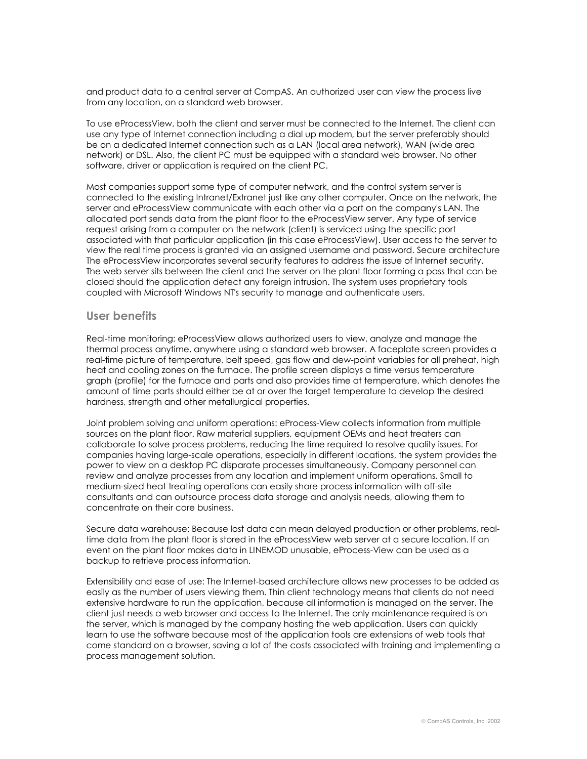and product data to a central server at CompAS. An authorized user can view the process live from any location, on a standard web browser.

To use eProcessView, both the client and server must be connected to the Internet. The client can use any type of Internet connection including a dial up modem, but the server preferably should be on a dedicated Internet connection such as a LAN (local area network), WAN (wide area network) or DSL. Also, the client PC must be equipped with a standard web browser. No other software, driver or application is required on the client PC.

Most companies support some type of computer network, and the control system server is connected to the existing Intranet/Extranet just like any other computer. Once on the network, the server and eProcessView communicate with each other via a port on the company's LAN. The allocated port sends data from the plant floor to the eProcessView server. Any type of service request arising from a computer on the network (client) is serviced using the specific port associated with that particular application (in this case eProcessView). User access to the server to view the real time process is granted via an assigned username and password. Secure architecture The eProcessView incorporates several security features to address the issue of Internet security. The web server sits between the client and the server on the plant floor forming a pass that can be closed should the application detect any foreign intrusion. The system uses proprietary tools coupled with Microsoft Windows NT's security to manage and authenticate users.

## User benefits

Real-time monitoring: eProcessView allows authorized users to view, analyze and manage the thermal process anytime, anywhere using a standard web browser. A faceplate screen provides a real-time picture of temperature, belt speed, gas flow and dew-point variables for all preheat, high heat and cooling zones on the furnace. The profile screen displays a time versus temperature graph (profile) for the furnace and parts and also provides time at temperature, which denotes the amount of time parts should either be at or over the target temperature to develop the desired hardness, strength and other metallurgical properties.

Joint problem solving and uniform operations: eProcess-View collects information from multiple sources on the plant floor. Raw material suppliers, equipment OEMs and heat treaters can collaborate to solve process problems, reducing the time required to resolve quality issues. For companies having large-scale operations, especially in different locations, the system provides the power to view on a desktop PC disparate processes simultaneously. Company personnel can review and analyze processes from any location and implement uniform operations. Small to medium-sized heat treating operations can easily share process information with off-site consultants and can outsource process data storage and analysis needs, allowing them to concentrate on their core business.

Secure data warehouse: Because lost data can mean delayed production or other problems, real-time data from the plant floor is stored in the eProcessView web server at a secure location. If an event on the plant floor makes data in LINEMOD unusable, eProcess-View can be used as a backup to retrieve process information.

Extensibility and ease of use: The Internet-based architecture allows new processes to be added as easily as the number of users viewing them. Thin client technology means that clients do not need extensive hardware to run the application, because all information is managed on the server. The client just needs a web browser and access to the Internet. The only maintenance required is on the server, which is managed by the company hosting the web application. Users can quickly learn to use the software because most of the application tools are extensions of web tools that come standard on a browser, saving a lot of the costs associated with training and implementing a process management solution.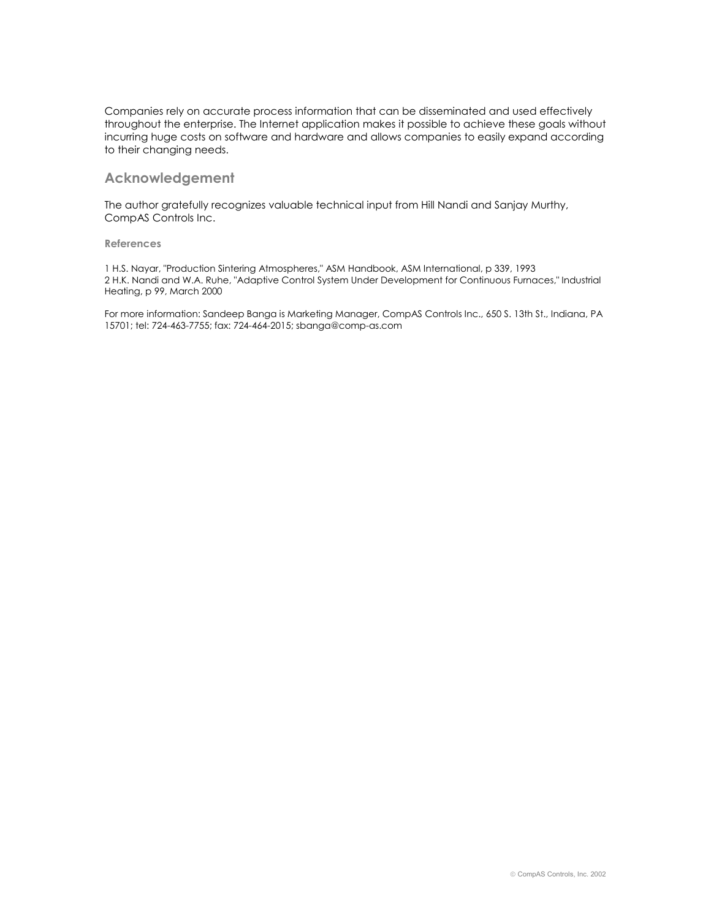Companies rely on accurate process information that can be disseminated and used effectively throughout the enterprise. The Internet application makes it possible to achieve these goals without incurring huge costs on software and hardware and allows companies to easily expand according to their changing needs.

## Acknowledgement

The author gratefully recognizes valuable technical input from Hill Nandi and Sanjay Murthy, CompAS Controls Inc.

### References

1 H.S. Nayar, "Production Sintering Atmospheres," ASM Handbook, ASM International, p 339, 1993
2 H.K. Nandi and W.A. Ruhe, "Adaptive Control System Under Development for Continuous Furnaces," Industrial Heating, p 99, March 2000

For more information: Sandeep Banga is Marketing Manager, CompAS Controls Inc., 650 S. 13th St., Indiana, PA 15701; tel: 724-463-7755; fax: 724-464-2015; sbanga@comp-as.com